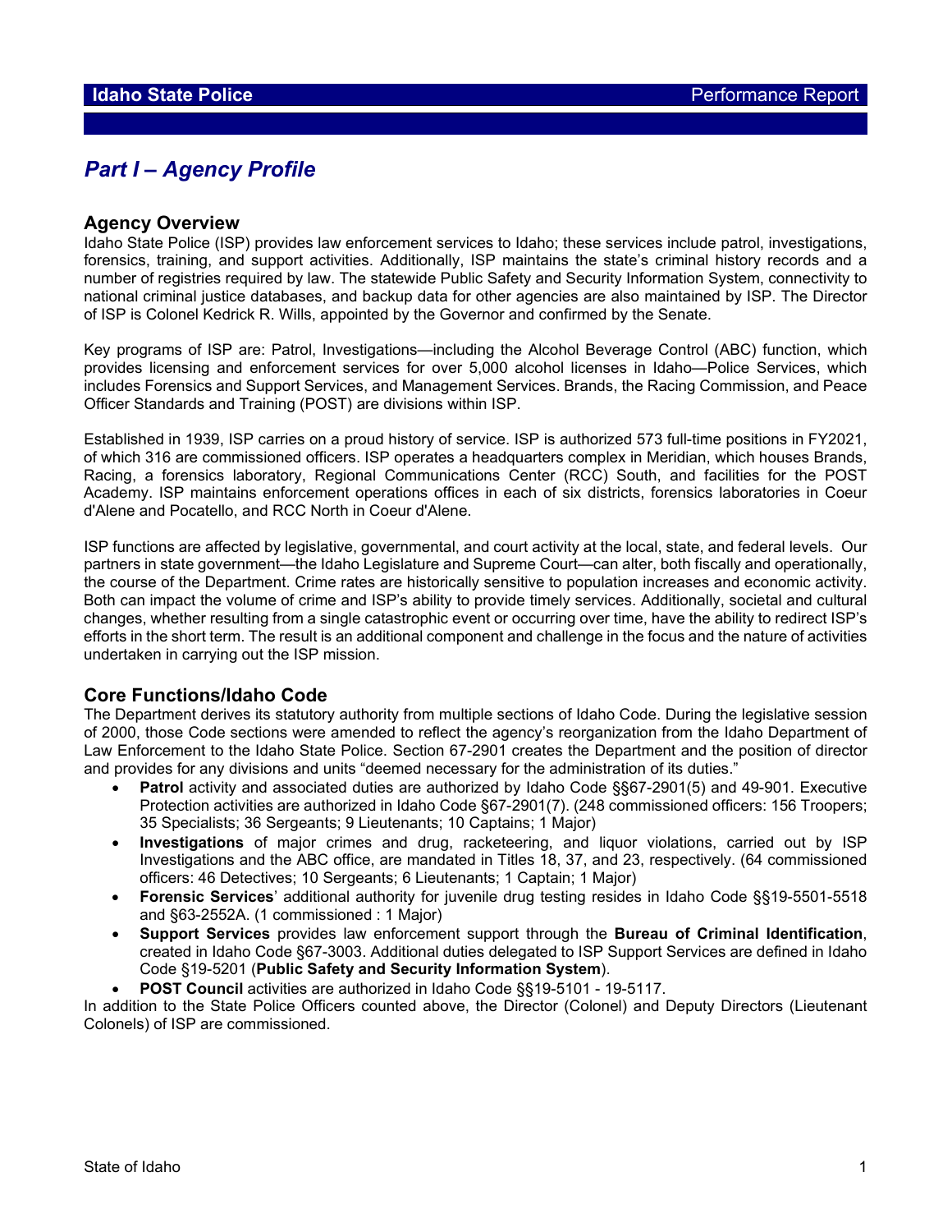# *Part I – Agency Profile*

## Agency Overview

Idaho State Police (ISP) provides law enforcement services to Idaho; these services include patrol, investigations, forensics, training, and support activities. Additionally, ISP maintains the state's criminal history records and a number of registries required by law. The statewide Public Safety and Security Information System, connectivity to national criminal justice databases, and backup data for other agencies are also maintained by ISP. The Director of ISP is Colonel Kedrick R. Wills, appointed by the Governor and confirmed by the Senate.

Key programs of ISP are: Patrol, Investigations—including the Alcohol Beverage Control (ABC) function, which provides licensing and enforcement services for over 5,000 alcohol licenses in Idaho—Police Services, which includes Forensics and Support Services, and Management Services. Brands, the Racing Commission, and Peace Officer Standards and Training (POST) are divisions within ISP.

Established in 1939, ISP carries on a proud history of service. ISP is authorized 573 full-time positions in FY2021, of which 316 are commissioned officers. ISP operates a headquarters complex in Meridian, which houses Brands, Racing, a forensics laboratory, Regional Communications Center (RCC) South, and facilities for the POST Academy. ISP maintains enforcement operations offices in each of six districts, forensics laboratories in Coeur d'Alene and Pocatello, and RCC North in Coeur d'Alene.

ISP functions are affected by legislative, governmental, and court activity at the local, state, and federal levels. Our partners in state government—the Idaho Legislature and Supreme Court—can alter, both fiscally and operationally, the course of the Department. Crime rates are historically sensitive to population increases and economic activity. Both can impact the volume of crime and ISP's ability to provide timely services. Additionally, societal and cultural changes, whether resulting from a single catastrophic event or occurring over time, have the ability to redirect ISP's efforts in the short term. The result is an additional component and challenge in the focus and the nature of activities undertaken in carrying out the ISP mission.

## Core Functions/Idaho Code

The Department derives its statutory authority from multiple sections of Idaho Code. During the legislative session of 2000, those Code sections were amended to reflect the agency's reorganization from the Idaho Department of Law Enforcement to the Idaho State Police. Section 67-2901 creates the Department and the position of director and provides for any divisions and units "deemed necessary for the administration of its duties."

- **Patrol** activity and associated duties are authorized by Idaho Code §§67-2901(5) and 49-901. Executive Protection activities are authorized in Idaho Code §67-2901(7). (248 commissioned officers: 156 Troopers; 35 Specialists; 36 Sergeants; 9 Lieutenants; 10 Captains; 1 Major)
- **Investigations** of major crimes and drug, racketeering, and liquor violations, carried out by ISP Investigations and the ABC office, are mandated in Titles 18, 37, and 23, respectively. (64 commissioned officers: 46 Detectives; 10 Sergeants; 6 Lieutenants; 1 Captain; 1 Major)
- **Forensic Services**' additional authority for juvenile drug testing resides in Idaho Code §§19-5501-5518 and §63-2552A. (1 commissioned : 1 Major)
- **Support Services** provides law enforcement support through the **Bureau of Criminal Identification**, created in Idaho Code §67-3003. Additional duties delegated to ISP Support Services are defined in Idaho Code §19-5201 (**Public Safety and Security Information System**).
- **POST Council** activities are authorized in Idaho Code §§19-5101 - 19-5117.

In addition to the State Police Officers counted above, the Director (Colonel) and Deputy Directors (Lieutenant Colonels) of ISP are commissioned.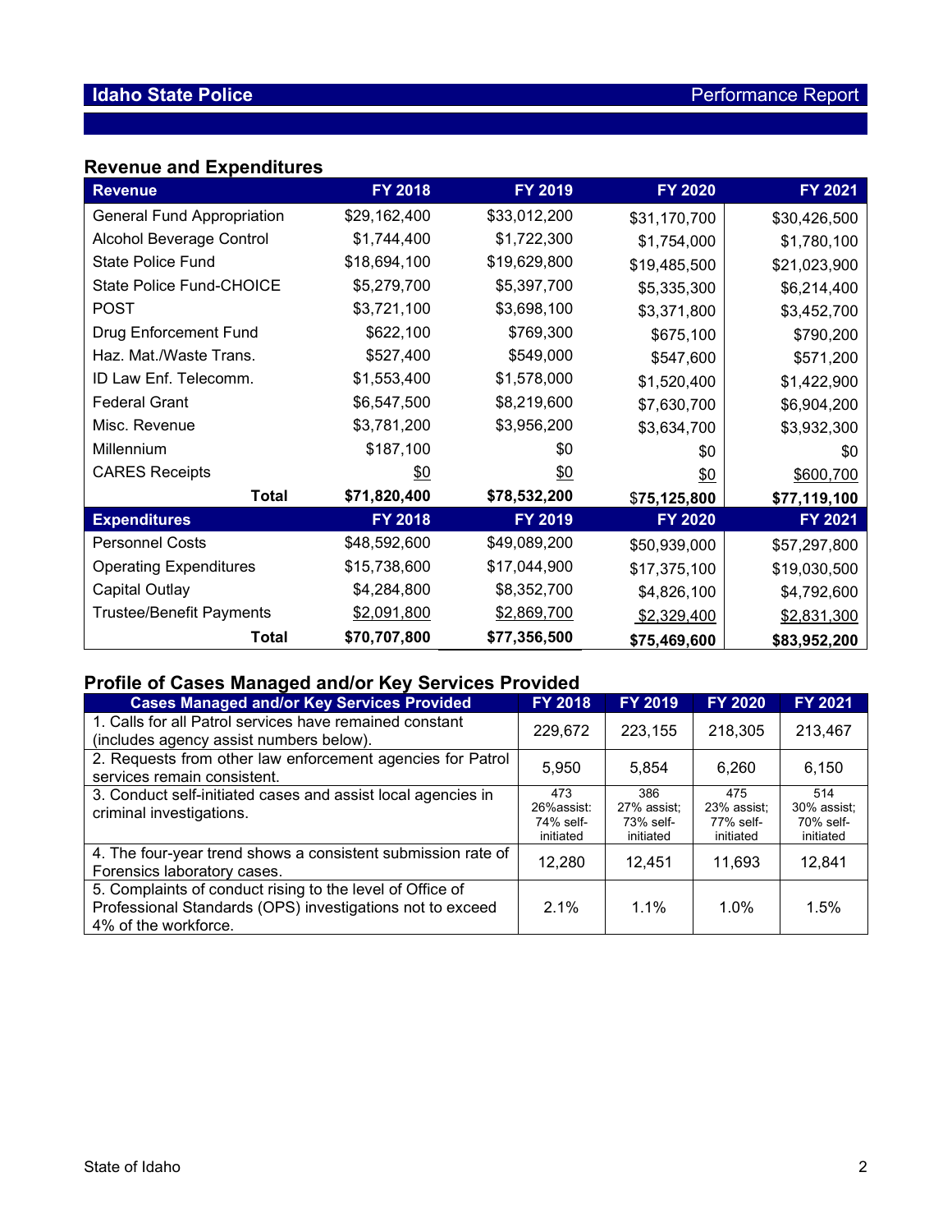## Revenue and Expenditures

| Revenue | FY 2018 | FY 2019 | FY 2020 | FY 2021 |
|---|---|---|---|---|
| General Fund Appropriation | $29,162,400 | $33,012,200 | $31,170,700 | $30,426,500 |
| Alcohol Beverage Control | $1,744,400 | $1,722,300 | $1,754,000 | $1,780,100 |
| State Police Fund | $18,694,100 | $19,629,800 | $19,485,500 | $21,023,900 |
| State Police Fund-CHOICE | $5,279,700 | $5,397,700 | $5,335,300 | $6,214,400 |
| POST | $3,721,100 | $3,698,100 | $3,371,800 | $3,452,700 |
| Drug Enforcement Fund | $622,100 | $769,300 | $675,100 | $790,200 |
| Haz. Mat./Waste Trans. | $527,400 | $549,000 | $547,600 | $571,200 |
| ID Law Enf. Telecomm. | $1,553,400 | $1,578,000 | $1,520,400 | $1,422,900 |
| Federal Grant | $6,547,500 | $8,219,600 | $7,630,700 | $6,904,200 |
| Misc. Revenue | $3,781,200 | $3,956,200 | $3,634,700 | $3,932,300 |
| Millennium | $187,100 | $0 | $0 | $0 |
| CARES Receipts | $0 | $0 | $0 | $600,700 |
| **Total** | **$71,820,400** | **$78,532,200** | **$75,125,800** | **$77,119,100** |
| **Expenditures** | **FY 2018** | **FY 2019** | **FY 2020** | **FY 2021** |
| Personnel Costs | $48,592,600 | $49,089,200 | $50,939,000 | $57,297,800 |
| Operating Expenditures | $15,738,600 | $17,044,900 | $17,375,100 | $19,030,500 |
| Capital Outlay | $4,284,800 | $8,352,700 | $4,826,100 | $4,792,600 |
| Trustee/Benefit Payments | $2,091,800 | $2,869,700 | $2,329,400 | $2,831,300 |
| **Total** | **$70,707,800** | **$77,356,500** | **$75,469,600** | **$83,952,200** |

## Profile of Cases Managed and/or Key Services Provided

| Cases Managed and/or Key Services Provided | FY 2018 | FY 2019 | FY 2020 | FY 2021 |
|---|---|---|---|---|
| 1. Calls for all Patrol services have remained constant (includes agency assist numbers below). | 229,672 | 223,155 | 218,305 | 213,467 |
| 2. Requests from other law enforcement agencies for Patrol services remain consistent. | 5,950 | 5,854 | 6,260 | 6,150 |
| 3. Conduct self-initiated cases and assist local agencies in criminal investigations. | 473 26%assist: 74% self-initiated | 386 27% assist; 73% self-initiated | 475 23% assist; 77% self-initiated | 514 30% assist; 70% self-initiated |
| 4. The four-year trend shows a consistent submission rate of Forensics laboratory cases. | 12,280 | 12,451 | 11,693 | 12,841 |
| 5. Complaints of conduct rising to the level of Office of Professional Standards (OPS) investigations not to exceed 4% of the workforce. | 2.1% | 1.1% | 1.0% | 1.5% |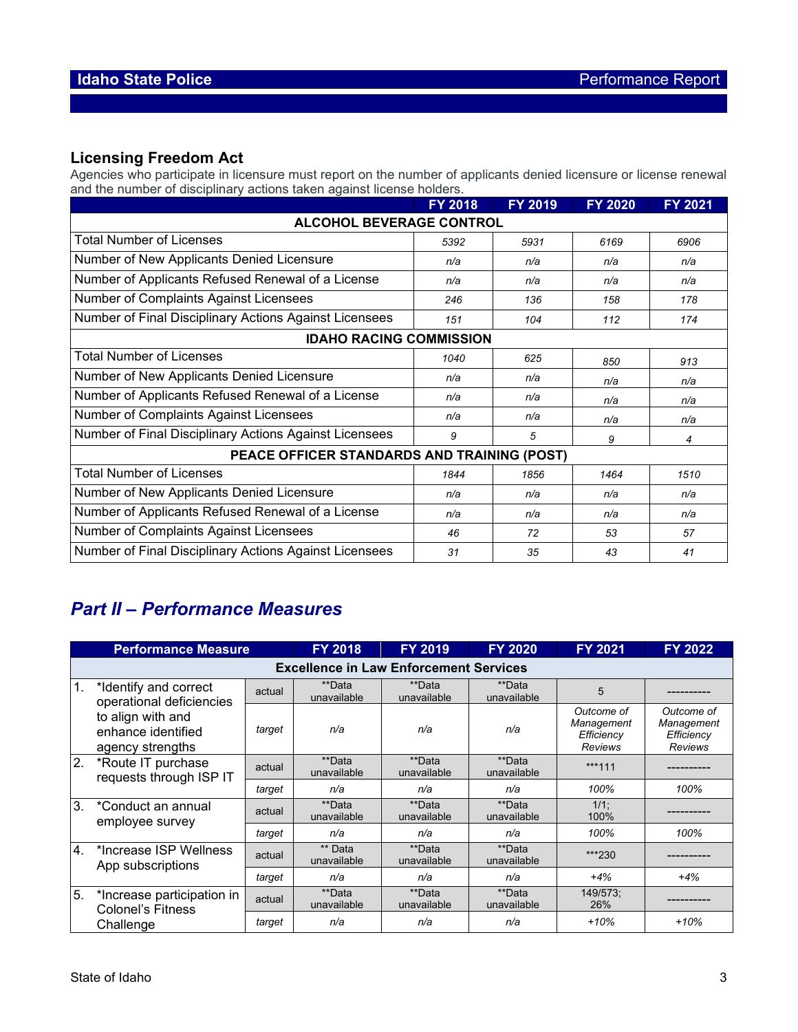## Licensing Freedom Act

Agencies who participate in licensure must report on the number of applicants denied licensure or license renewal and the number of disciplinary actions taken against license holders.

| | FY 2018 | FY 2019 | FY 2020 | FY 2021 |
|---|---|---|---|---|
| **ALCOHOL BEVERAGE CONTROL** | | | | |
| Total Number of Licenses | *5392* | *5931* | *6169* | *6906* |
| Number of New Applicants Denied Licensure | *n/a* | *n/a* | *n/a* | *n/a* |
| Number of Applicants Refused Renewal of a License | *n/a* | *n/a* | *n/a* | *n/a* |
| Number of Complaints Against Licensees | *246* | *136* | *158* | *178* |
| Number of Final Disciplinary Actions Against Licensees | *151* | *104* | *112* | *174* |
| **IDAHO RACING COMMISSION** | | | | |
| Total Number of Licenses | *1040* | *625* | *850* | *913* |
| Number of New Applicants Denied Licensure | *n/a* | *n/a* | *n/a* | *n/a* |
| Number of Applicants Refused Renewal of a License | *n/a* | *n/a* | *n/a* | *n/a* |
| Number of Complaints Against Licensees | *n/a* | *n/a* | *n/a* | *n/a* |
| Number of Final Disciplinary Actions Against Licensees | *9* | *5* | *9* | *4* |
| **PEACE OFFICER STANDARDS AND TRAINING (POST)** | | | | |
| Total Number of Licenses | *1844* | *1856* | *1464* | *1510* |
| Number of New Applicants Denied Licensure | *n/a* | *n/a* | *n/a* | *n/a* |
| Number of Applicants Refused Renewal of a License | *n/a* | *n/a* | *n/a* | *n/a* |
| Number of Complaints Against Licensees | *46* | *72* | *53* | *57* |
| Number of Final Disciplinary Actions Against Licensees | *31* | *35* | *43* | *41* |

# *Part II – Performance Measures*

| Performance Measure | | FY 2018 | FY 2019 | FY 2020 | FY 2021 | FY 2022 |
|---|---|---|---|---|---|---|
| **Excellence in Law Enforcement Services** | | | | | | |
| 1. *Identify and correct operational deficiencies to align with and enhance identified agency strengths | actual | **Data unavailable | **Data unavailable | **Data unavailable | 5 | ---------- |
| | *target* | *n/a* | *n/a* | *n/a* | *Outcome of Management Efficiency Reviews* | *Outcome of Management Efficiency Reviews* |
| 2. *Route IT purchase requests through ISP IT | actual | **Data unavailable | **Data unavailable | **Data unavailable | ***111 | ---------- |
| | *target* | *n/a* | *n/a* | *n/a* | *100%* | *100%* |
| 3. *Conduct an annual employee survey | actual | **Data unavailable | **Data unavailable | **Data unavailable | 1/1; 100% | ---------- |
| | *target* | *n/a* | *n/a* | *n/a* | *100%* | *100%* |
| 4. *Increase ISP Wellness App subscriptions | actual | ** Data unavailable | **Data unavailable | **Data unavailable | ***230 | ---------- |
| | *target* | *n/a* | *n/a* | *n/a* | *+4%* | *+4%* |
| 5. *Increase participation in Colonel's Fitness Challenge | actual | **Data unavailable | **Data unavailable | **Data unavailable | 149/573; 26% | ---------- |
| | *target* | *n/a* | *n/a* | *n/a* | *+10%* | *+10%* |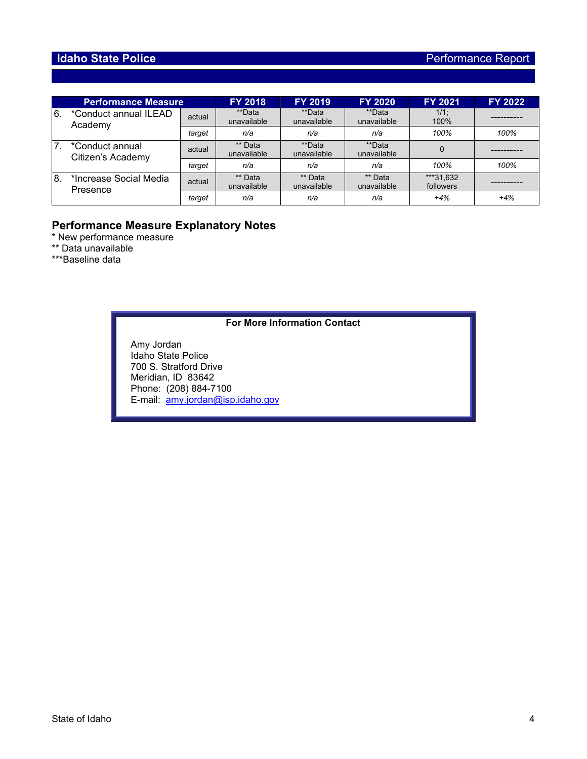| Performance Measure | | FY 2018 | FY 2019 | FY 2020 | FY 2021 | FY 2022 |
|---|---|---|---|---|---|---|
| 6. *Conduct annual ILEAD Academy | actual | **Data unavailable | **Data unavailable | **Data unavailable | 1/1; 100% | ---------- |
| | *target* | *n/a* | *n/a* | *n/a* | *100%* | *100%* |
| 7. *Conduct annual Citizen's Academy | actual | ** Data unavailable | **Data unavailable | **Data unavailable | 0 | ---------- |
| | *target* | *n/a* | *n/a* | *n/a* | *100%* | *100%* |
| 8. *Increase Social Media Presence | actual | ** Data unavailable | ** Data unavailable | ** Data unavailable | ***31,632 followers | ---------- |
| | *target* | *n/a* | *n/a* | *n/a* | *+4%* | *+4%* |

## Performance Measure Explanatory Notes

* New performance measure  
** Data unavailable  
***Baseline data

**For More Information Contact**

Amy Jordan  
Idaho State Police  
700 S. Stratford Drive  
Meridian, ID 83642  
Phone: (208) 884-7100  
E-mail: amy.jordan@isp.idaho.gov